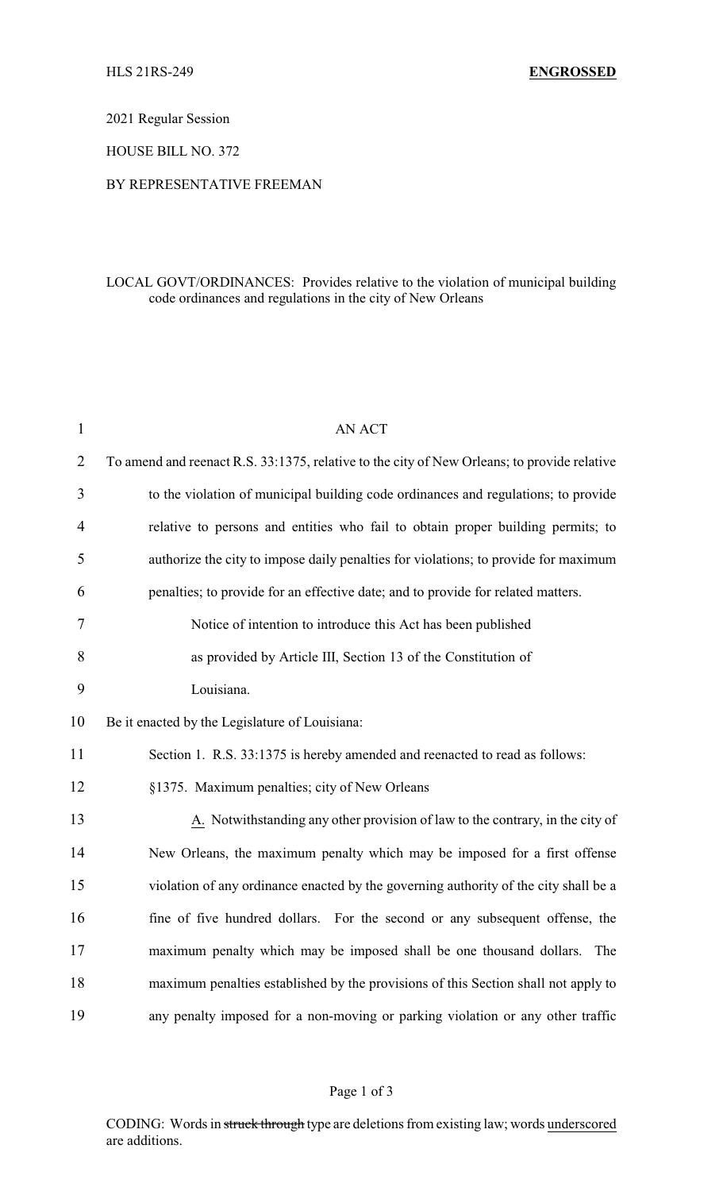HLS 21RS-249 **ENGROSSED**

2021 Regular Session

HOUSE BILL NO. 372

BY REPRESENTATIVE FREEMAN

LOCAL GOVT/ORDINANCES: Provides relative to the violation of municipal building code ordinances and regulations in the city of New Orleans

AN ACT

To amend and reenact R.S. 33:1375, relative to the city of New Orleans; to provide relative to the violation of municipal building code ordinances and regulations; to provide relative to persons and entities who fail to obtain proper building permits; to authorize the city to impose daily penalties for violations; to provide for maximum penalties; to provide for an effective date; and to provide for related matters.

Notice of intention to introduce this Act has been published as provided by Article III, Section 13 of the Constitution of Louisiana.

Be it enacted by the Legislature of Louisiana:

Section 1. R.S. 33:1375 is hereby amended and reenacted to read as follows:

§1375. Maximum penalties; city of New Orleans

A. Notwithstanding any other provision of law to the contrary, in the city of New Orleans, the maximum penalty which may be imposed for a first offense violation of any ordinance enacted by the governing authority of the city shall be a fine of five hundred dollars. For the second or any subsequent offense, the maximum penalty which may be imposed shall be one thousand dollars. The maximum penalties established by the provisions of this Section shall not apply to any penalty imposed for a non-moving or parking violation or any other traffic

CODING: Words in ~~struck through~~ type are deletions from existing law; words underscored are additions.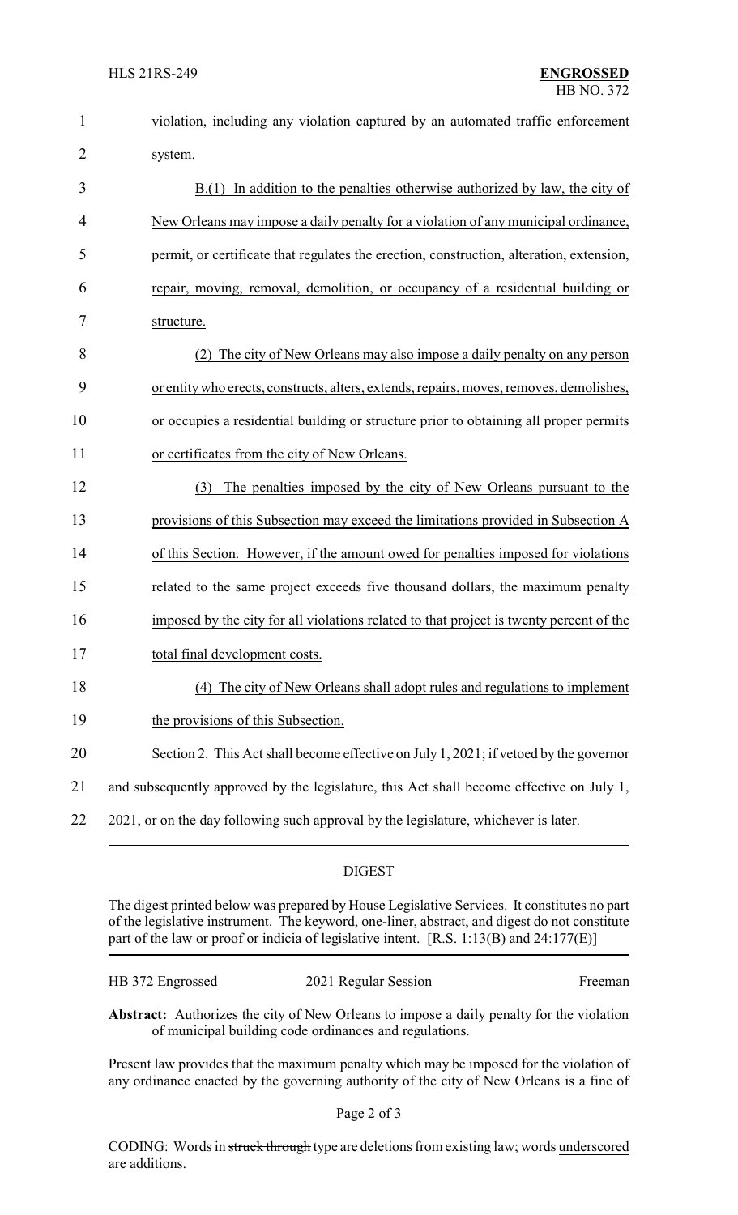violation, including any violation captured by an automated traffic enforcement system.

B.(1) In addition to the penalties otherwise authorized by law, the city of New Orleans may impose a daily penalty for a violation of any municipal ordinance, permit, or certificate that regulates the erection, construction, alteration, extension, repair, moving, removal, demolition, or occupancy of a residential building or structure.

(2) The city of New Orleans may also impose a daily penalty on any person or entity who erects, constructs, alters, extends, repairs, moves, removes, demolishes, or occupies a residential building or structure prior to obtaining all proper permits or certificates from the city of New Orleans.

(3) The penalties imposed by the city of New Orleans pursuant to the provisions of this Subsection may exceed the limitations provided in Subsection A of this Section. However, if the amount owed for penalties imposed for violations related to the same project exceeds five thousand dollars, the maximum penalty imposed by the city for all violations related to that project is twenty percent of the total final development costs.

(4) The city of New Orleans shall adopt rules and regulations to implement the provisions of this Subsection.

Section 2. This Act shall become effective on July 1, 2021; if vetoed by the governor and subsequently approved by the legislature, this Act shall become effective on July 1, 2021, or on the day following such approval by the legislature, whichever is later.

## DIGEST

The digest printed below was prepared by House Legislative Services. It constitutes no part of the legislative instrument. The keyword, one-liner, abstract, and digest do not constitute part of the law or proof or indicia of legislative intent. [R.S. 1:13(B) and 24:177(E)]

HB 372 Engrossed — 2021 Regular Session — Freeman

**Abstract:** Authorizes the city of New Orleans to impose a daily penalty for the violation of municipal building code ordinances and regulations.

Present law provides that the maximum penalty which may be imposed for the violation of any ordinance enacted by the governing authority of the city of New Orleans is a fine of

CODING: Words in ~~struck through~~ type are deletions from existing law; words underscored are additions.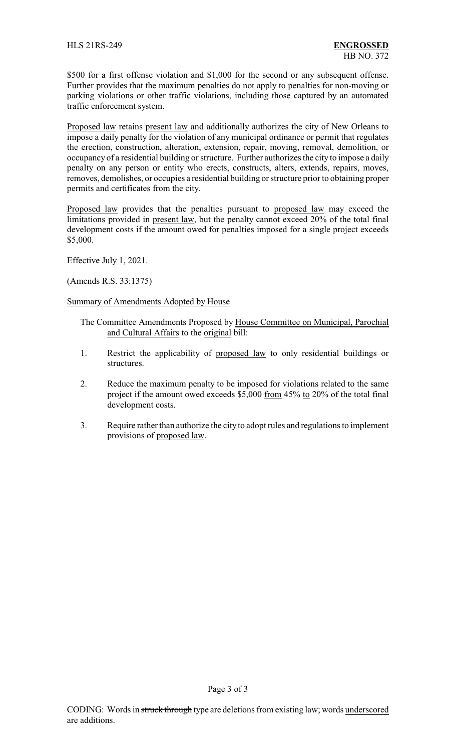$500 for a first offense violation and $1,000 for the second or any subsequent offense. Further provides that the maximum penalties do not apply to penalties for non-moving or parking violations or other traffic violations, including those captured by an automated traffic enforcement system.

Proposed law retains present law and additionally authorizes the city of New Orleans to impose a daily penalty for the violation of any municipal ordinance or permit that regulates the erection, construction, alteration, extension, repair, moving, removal, demolition, or occupancy of a residential building or structure. Further authorizes the city to impose a daily penalty on any person or entity who erects, constructs, alters, extends, repairs, moves, removes, demolishes, or occupies a residential building or structure prior to obtaining proper permits and certificates from the city.

Proposed law provides that the penalties pursuant to proposed law may exceed the limitations provided in present law, but the penalty cannot exceed 20% of the total final development costs if the amount owed for penalties imposed for a single project exceeds $5,000.

Effective July 1, 2021.

(Amends R.S. 33:1375)

Summary of Amendments Adopted by House

The Committee Amendments Proposed by House Committee on Municipal, Parochial and Cultural Affairs to the original bill:

1. Restrict the applicability of proposed law to only residential buildings or structures.

2. Reduce the maximum penalty to be imposed for violations related to the same project if the amount owed exceeds $5,000 from 45% to 20% of the total final development costs.

3. Require rather than authorize the city to adopt rules and regulations to implement provisions of proposed law.